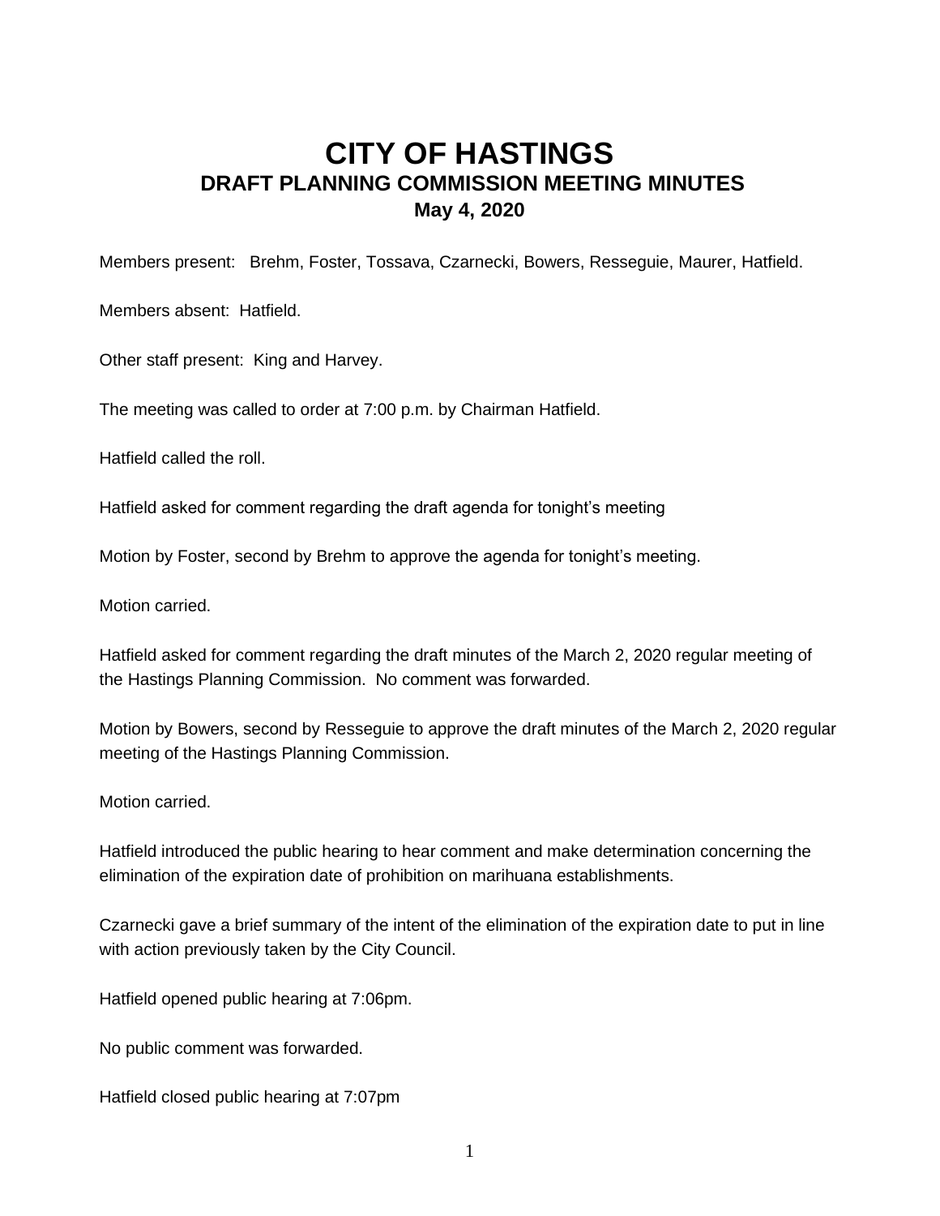# CITY OF HASTINGS

## DRAFT PLANNING COMMISSION MEETING MINUTES

### May 4, 2020

Members present: Brehm, Foster, Tossava, Czarnecki, Bowers, Resseguie, Maurer, Hatfield.

Members absent: Hatfield.

Other staff present: King and Harvey.

The meeting was called to order at 7:00 p.m. by Chairman Hatfield.

Hatfield called the roll.

Hatfield asked for comment regarding the draft agenda for tonight's meeting

Motion by Foster, second by Brehm to approve the agenda for tonight's meeting.

Motion carried.

Hatfield asked for comment regarding the draft minutes of the March 2, 2020 regular meeting of the Hastings Planning Commission. No comment was forwarded.

Motion by Bowers, second by Resseguie to approve the draft minutes of the March 2, 2020 regular meeting of the Hastings Planning Commission.

Motion carried.

Hatfield introduced the public hearing to hear comment and make determination concerning the elimination of the expiration date of prohibition on marihuana establishments.

Czarnecki gave a brief summary of the intent of the elimination of the expiration date to put in line with action previously taken by the City Council.

Hatfield opened public hearing at 7:06pm.

No public comment was forwarded.

Hatfield closed public hearing at 7:07pm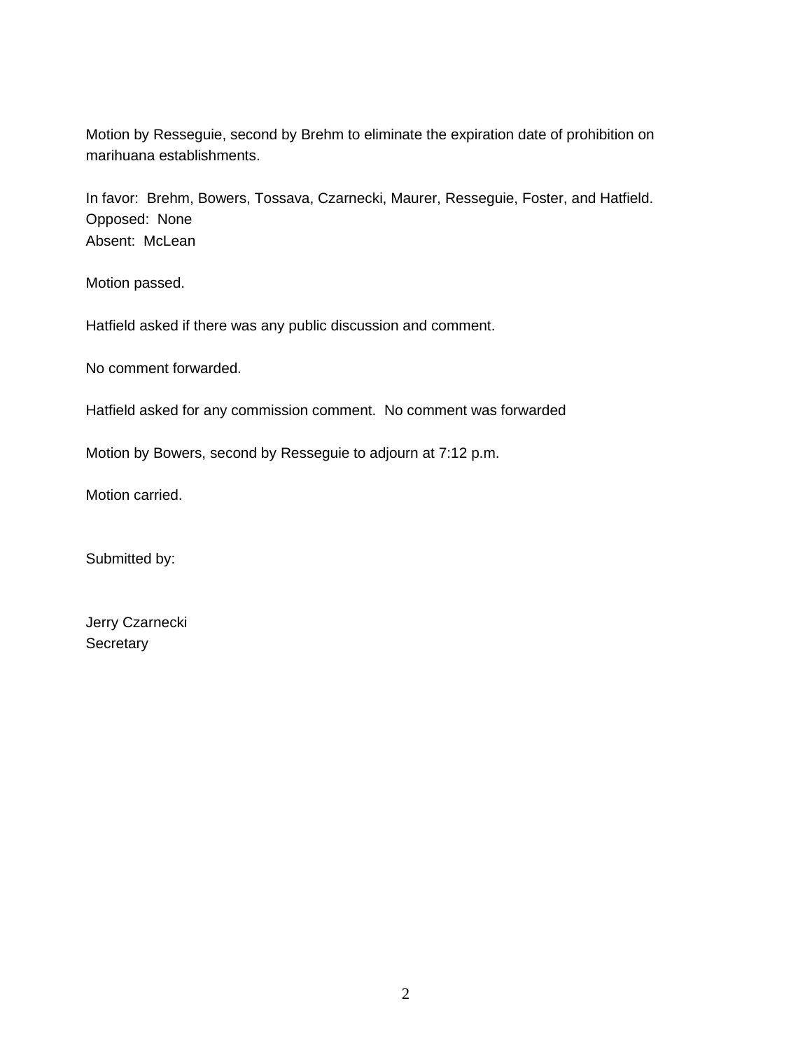Motion by Resseguie, second by Brehm to eliminate the expiration date of prohibition on marihuana establishments.

In favor: Brehm, Bowers, Tossava, Czarnecki, Maurer, Resseguie, Foster, and Hatfield.
Opposed: None
Absent: McLean

Motion passed.

Hatfield asked if there was any public discussion and comment.

No comment forwarded.

Hatfield asked for any commission comment. No comment was forwarded

Motion by Bowers, second by Resseguie to adjourn at 7:12 p.m.

Motion carried.

Submitted by:

Jerry Czarnecki
Secretary